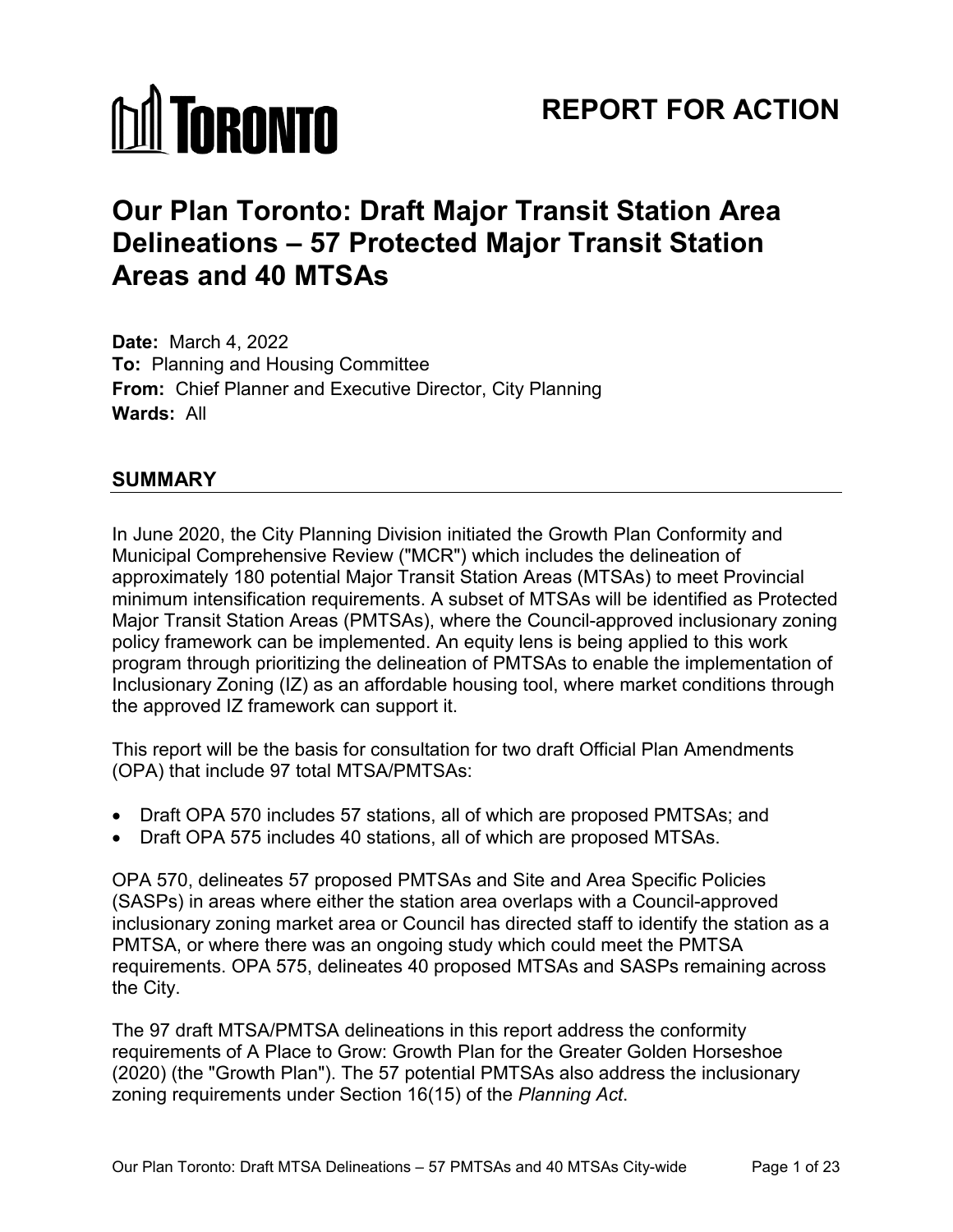TORONTO

# REPORT FOR ACTION

# Our Plan Toronto: Draft Major Transit Station Area Delineations – 57 Protected Major Transit Station Areas and 40 MTSAs

**Date:** March 4, 2022
**To:** Planning and Housing Committee
**From:** Chief Planner and Executive Director, City Planning
**Wards:** All

## SUMMARY

In June 2020, the City Planning Division initiated the Growth Plan Conformity and Municipal Comprehensive Review ("MCR") which includes the delineation of approximately 180 potential Major Transit Station Areas (MTSAs) to meet Provincial minimum intensification requirements. A subset of MTSAs will be identified as Protected Major Transit Station Areas (PMTSAs), where the Council-approved inclusionary zoning policy framework can be implemented. An equity lens is being applied to this work program through prioritizing the delineation of PMTSAs to enable the implementation of Inclusionary Zoning (IZ) as an affordable housing tool, where market conditions through the approved IZ framework can support it.

This report will be the basis for consultation for two draft Official Plan Amendments (OPA) that include 97 total MTSA/PMTSAs:

- Draft OPA 570 includes 57 stations, all of which are proposed PMTSAs; and
- Draft OPA 575 includes 40 stations, all of which are proposed MTSAs.

OPA 570, delineates 57 proposed PMTSAs and Site and Area Specific Policies (SASPs) in areas where either the station area overlaps with a Council-approved inclusionary zoning market area or Council has directed staff to identify the station as a PMTSA, or where there was an ongoing study which could meet the PMTSA requirements. OPA 575, delineates 40 proposed MTSAs and SASPs remaining across the City.

The 97 draft MTSA/PMTSA delineations in this report address the conformity requirements of A Place to Grow: Growth Plan for the Greater Golden Horseshoe (2020) (the "Growth Plan"). The 57 potential PMTSAs also address the inclusionary zoning requirements under Section 16(15) of the *Planning Act*.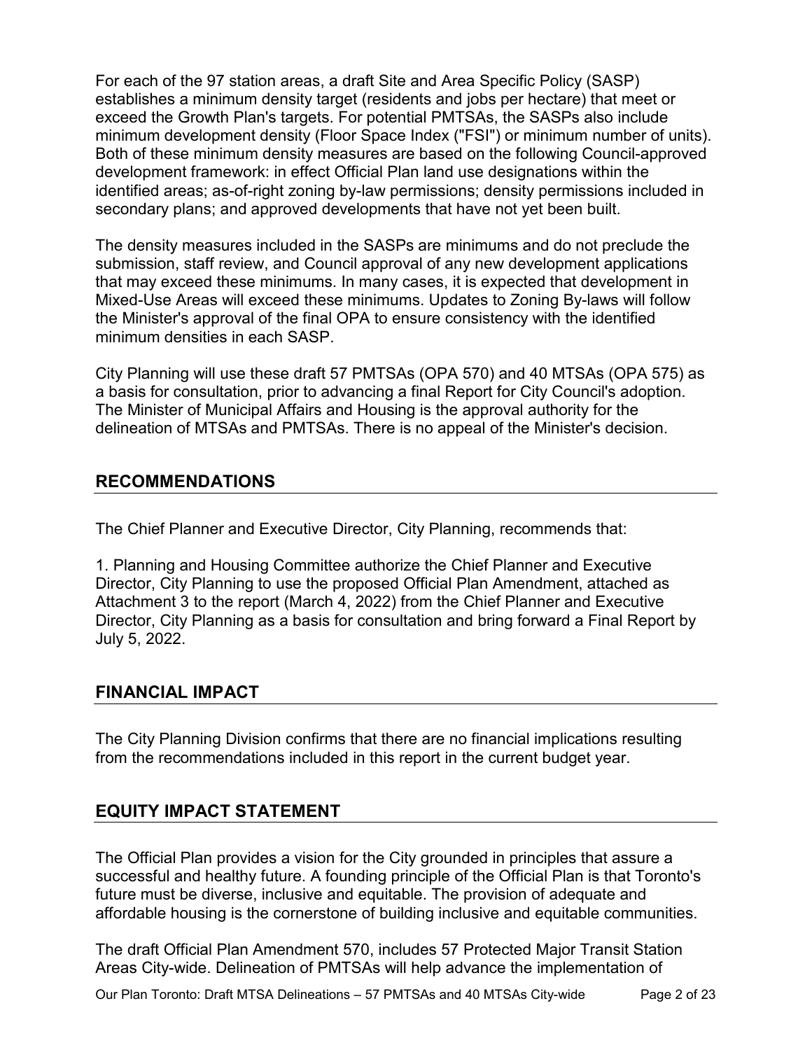For each of the 97 station areas, a draft Site and Area Specific Policy (SASP) establishes a minimum density target (residents and jobs per hectare) that meet or exceed the Growth Plan's targets. For potential PMTSAs, the SASPs also include minimum development density (Floor Space Index ("FSI") or minimum number of units). Both of these minimum density measures are based on the following Council-approved development framework: in effect Official Plan land use designations within the identified areas; as-of-right zoning by-law permissions; density permissions included in secondary plans; and approved developments that have not yet been built.

The density measures included in the SASPs are minimums and do not preclude the submission, staff review, and Council approval of any new development applications that may exceed these minimums. In many cases, it is expected that development in Mixed-Use Areas will exceed these minimums. Updates to Zoning By-laws will follow the Minister's approval of the final OPA to ensure consistency with the identified minimum densities in each SASP.

City Planning will use these draft 57 PMTSAs (OPA 570) and 40 MTSAs (OPA 575) as a basis for consultation, prior to advancing a final Report for City Council's adoption. The Minister of Municipal Affairs and Housing is the approval authority for the delineation of MTSAs and PMTSAs. There is no appeal of the Minister's decision.

## RECOMMENDATIONS

The Chief Planner and Executive Director, City Planning, recommends that:

1. Planning and Housing Committee authorize the Chief Planner and Executive Director, City Planning to use the proposed Official Plan Amendment, attached as Attachment 3 to the report (March 4, 2022) from the Chief Planner and Executive Director, City Planning as a basis for consultation and bring forward a Final Report by July 5, 2022.

## FINANCIAL IMPACT

The City Planning Division confirms that there are no financial implications resulting from the recommendations included in this report in the current budget year.

## EQUITY IMPACT STATEMENT

The Official Plan provides a vision for the City grounded in principles that assure a successful and healthy future. A founding principle of the Official Plan is that Toronto's future must be diverse, inclusive and equitable. The provision of adequate and affordable housing is the cornerstone of building inclusive and equitable communities.

The draft Official Plan Amendment 570, includes 57 Protected Major Transit Station Areas City-wide. Delineation of PMTSAs will help advance the implementation of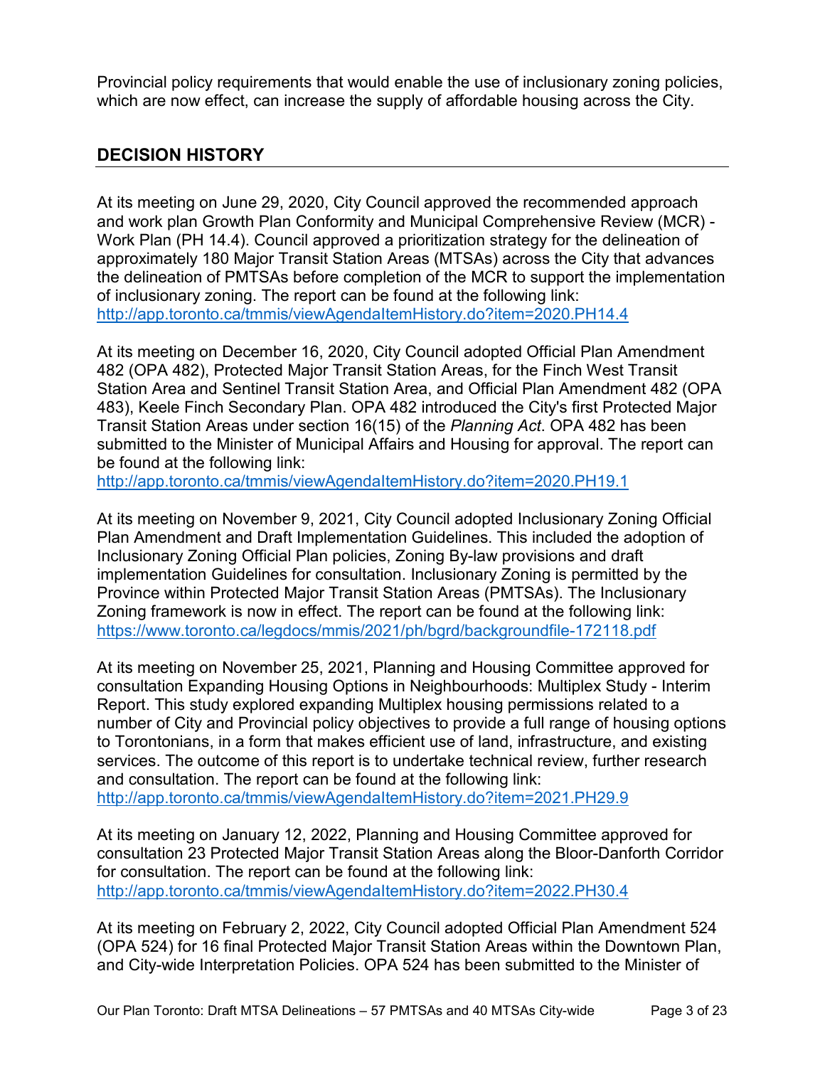Provincial policy requirements that would enable the use of inclusionary zoning policies, which are now effect, can increase the supply of affordable housing across the City.

## DECISION HISTORY

At its meeting on June 29, 2020, City Council approved the recommended approach and work plan Growth Plan Conformity and Municipal Comprehensive Review (MCR) - Work Plan (PH 14.4). Council approved a prioritization strategy for the delineation of approximately 180 Major Transit Station Areas (MTSAs) across the City that advances the delineation of PMTSAs before completion of the MCR to support the implementation of inclusionary zoning. The report can be found at the following link:
http://app.toronto.ca/tmmis/viewAgendaItemHistory.do?item=2020.PH14.4

At its meeting on December 16, 2020, City Council adopted Official Plan Amendment 482 (OPA 482), Protected Major Transit Station Areas, for the Finch West Transit Station Area and Sentinel Transit Station Area, and Official Plan Amendment 482 (OPA 483), Keele Finch Secondary Plan. OPA 482 introduced the City's first Protected Major Transit Station Areas under section 16(15) of the *Planning Act*. OPA 482 has been submitted to the Minister of Municipal Affairs and Housing for approval. The report can be found at the following link:
http://app.toronto.ca/tmmis/viewAgendaItemHistory.do?item=2020.PH19.1

At its meeting on November 9, 2021, City Council adopted Inclusionary Zoning Official Plan Amendment and Draft Implementation Guidelines. This included the adoption of Inclusionary Zoning Official Plan policies, Zoning By-law provisions and draft implementation Guidelines for consultation. Inclusionary Zoning is permitted by the Province within Protected Major Transit Station Areas (PMTSAs). The Inclusionary Zoning framework is now in effect. The report can be found at the following link:
https://www.toronto.ca/legdocs/mmis/2021/ph/bgrd/backgroundfile-172118.pdf

At its meeting on November 25, 2021, Planning and Housing Committee approved for consultation Expanding Housing Options in Neighbourhoods: Multiplex Study - Interim Report. This study explored expanding Multiplex housing permissions related to a number of City and Provincial policy objectives to provide a full range of housing options to Torontonians, in a form that makes efficient use of land, infrastructure, and existing services. The outcome of this report is to undertake technical review, further research and consultation. The report can be found at the following link:
http://app.toronto.ca/tmmis/viewAgendaItemHistory.do?item=2021.PH29.9

At its meeting on January 12, 2022, Planning and Housing Committee approved for consultation 23 Protected Major Transit Station Areas along the Bloor-Danforth Corridor for consultation. The report can be found at the following link:
http://app.toronto.ca/tmmis/viewAgendaItemHistory.do?item=2022.PH30.4

At its meeting on February 2, 2022, City Council adopted Official Plan Amendment 524 (OPA 524) for 16 final Protected Major Transit Station Areas within the Downtown Plan, and City-wide Interpretation Policies. OPA 524 has been submitted to the Minister of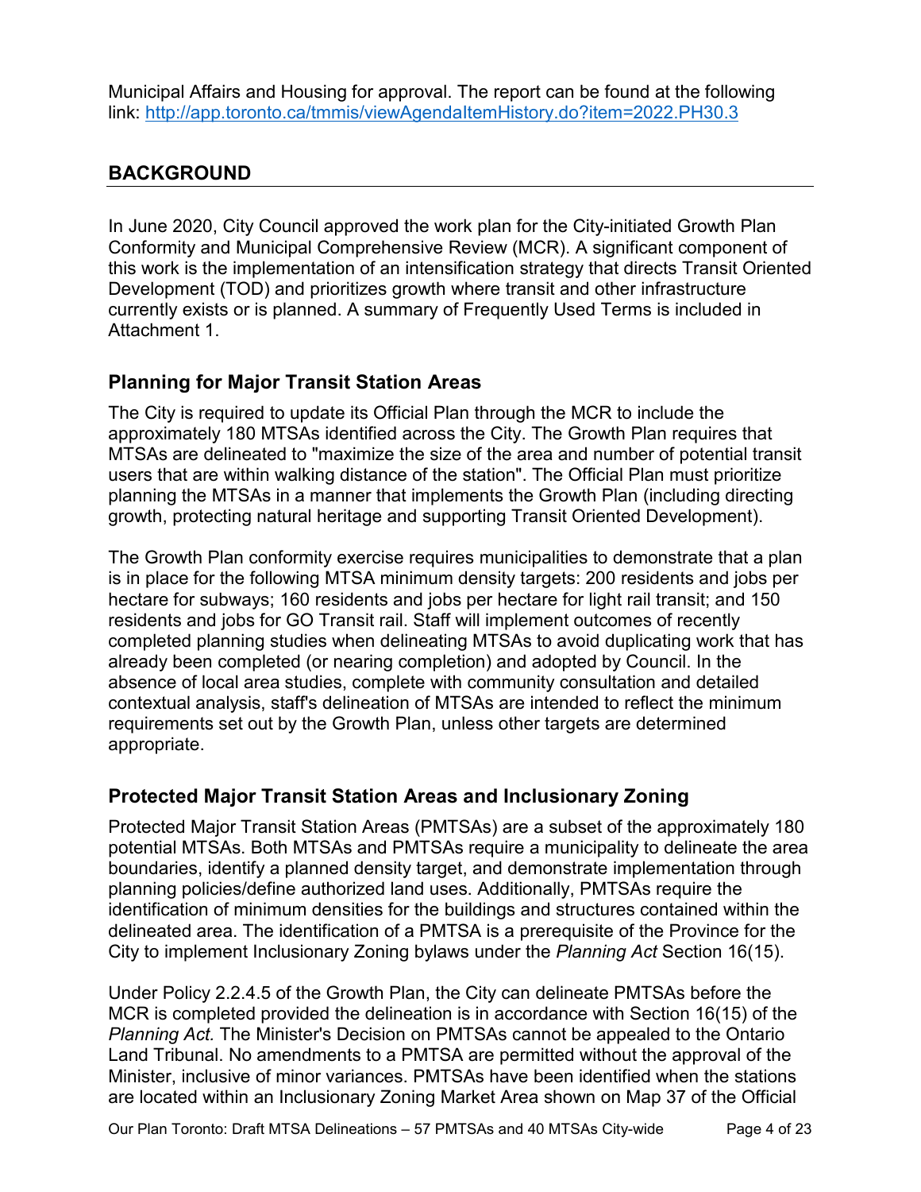Municipal Affairs and Housing for approval. The report can be found at the following link: [http://app.toronto.ca/tmmis/viewAgendaItemHistory.do?item=2022.PH30.3](http://app.toronto.ca/tmmis/viewAgendaItemHistory.do?item=2022.PH30.3)

## BACKGROUND

In June 2020, City Council approved the work plan for the City-initiated Growth Plan Conformity and Municipal Comprehensive Review (MCR). A significant component of this work is the implementation of an intensification strategy that directs Transit Oriented Development (TOD) and prioritizes growth where transit and other infrastructure currently exists or is planned. A summary of Frequently Used Terms is included in Attachment 1.

### Planning for Major Transit Station Areas

The City is required to update its Official Plan through the MCR to include the approximately 180 MTSAs identified across the City. The Growth Plan requires that MTSAs are delineated to "maximize the size of the area and number of potential transit users that are within walking distance of the station". The Official Plan must prioritize planning the MTSAs in a manner that implements the Growth Plan (including directing growth, protecting natural heritage and supporting Transit Oriented Development).

The Growth Plan conformity exercise requires municipalities to demonstrate that a plan is in place for the following MTSA minimum density targets: 200 residents and jobs per hectare for subways; 160 residents and jobs per hectare for light rail transit; and 150 residents and jobs for GO Transit rail. Staff will implement outcomes of recently completed planning studies when delineating MTSAs to avoid duplicating work that has already been completed (or nearing completion) and adopted by Council. In the absence of local area studies, complete with community consultation and detailed contextual analysis, staff's delineation of MTSAs are intended to reflect the minimum requirements set out by the Growth Plan, unless other targets are determined appropriate.

### Protected Major Transit Station Areas and Inclusionary Zoning

Protected Major Transit Station Areas (PMTSAs) are a subset of the approximately 180 potential MTSAs. Both MTSAs and PMTSAs require a municipality to delineate the area boundaries, identify a planned density target, and demonstrate implementation through planning policies/define authorized land uses. Additionally, PMTSAs require the identification of minimum densities for the buildings and structures contained within the delineated area. The identification of a PMTSA is a prerequisite of the Province for the City to implement Inclusionary Zoning bylaws under the *Planning Act* Section 16(15).

Under Policy 2.2.4.5 of the Growth Plan, the City can delineate PMTSAs before the MCR is completed provided the delineation is in accordance with Section 16(15) of the *Planning Act*. The Minister's Decision on PMTSAs cannot be appealed to the Ontario Land Tribunal. No amendments to a PMTSA are permitted without the approval of the Minister, inclusive of minor variances. PMTSAs have been identified when the stations are located within an Inclusionary Zoning Market Area shown on Map 37 of the Official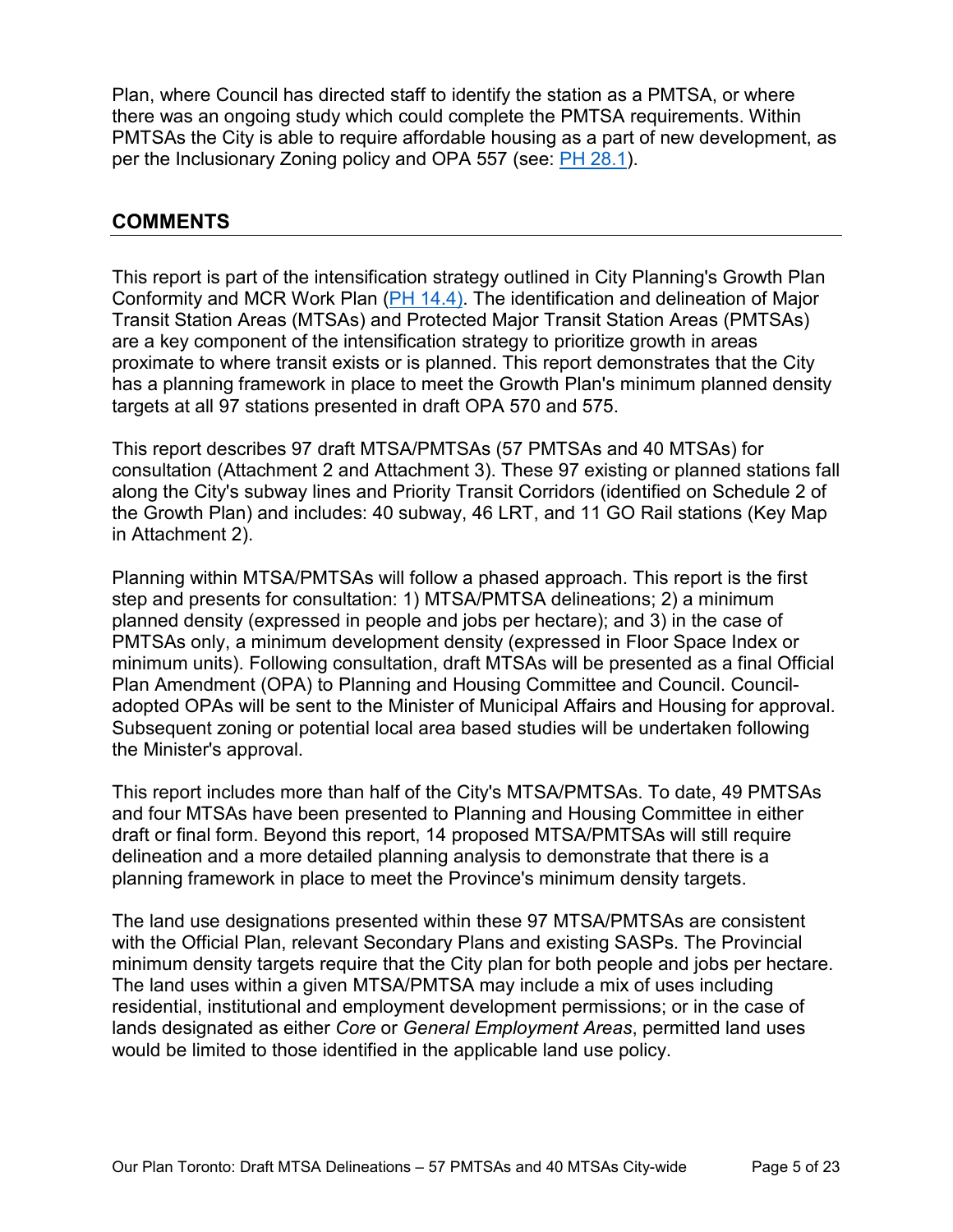Plan, where Council has directed staff to identify the station as a PMTSA, or where there was an ongoing study which could complete the PMTSA requirements. Within PMTSAs the City is able to require affordable housing as a part of new development, as per the Inclusionary Zoning policy and OPA 557 (see: PH 28.1).

## COMMENTS

This report is part of the intensification strategy outlined in City Planning's Growth Plan Conformity and MCR Work Plan (PH 14.4). The identification and delineation of Major Transit Station Areas (MTSAs) and Protected Major Transit Station Areas (PMTSAs) are a key component of the intensification strategy to prioritize growth in areas proximate to where transit exists or is planned. This report demonstrates that the City has a planning framework in place to meet the Growth Plan's minimum planned density targets at all 97 stations presented in draft OPA 570 and 575.

This report describes 97 draft MTSA/PMTSAs (57 PMTSAs and 40 MTSAs) for consultation (Attachment 2 and Attachment 3). These 97 existing or planned stations fall along the City's subway lines and Priority Transit Corridors (identified on Schedule 2 of the Growth Plan) and includes: 40 subway, 46 LRT, and 11 GO Rail stations (Key Map in Attachment 2).

Planning within MTSA/PMTSAs will follow a phased approach. This report is the first step and presents for consultation: 1) MTSA/PMTSA delineations; 2) a minimum planned density (expressed in people and jobs per hectare); and 3) in the case of PMTSAs only, a minimum development density (expressed in Floor Space Index or minimum units). Following consultation, draft MTSAs will be presented as a final Official Plan Amendment (OPA) to Planning and Housing Committee and Council. Council-adopted OPAs will be sent to the Minister of Municipal Affairs and Housing for approval. Subsequent zoning or potential local area based studies will be undertaken following the Minister's approval.

This report includes more than half of the City's MTSA/PMTSAs. To date, 49 PMTSAs and four MTSAs have been presented to Planning and Housing Committee in either draft or final form. Beyond this report, 14 proposed MTSA/PMTSAs will still require delineation and a more detailed planning analysis to demonstrate that there is a planning framework in place to meet the Province's minimum density targets.

The land use designations presented within these 97 MTSA/PMTSAs are consistent with the Official Plan, relevant Secondary Plans and existing SASPs. The Provincial minimum density targets require that the City plan for both people and jobs per hectare. The land uses within a given MTSA/PMTSA may include a mix of uses including residential, institutional and employment development permissions; or in the case of lands designated as either *Core* or *General Employment Areas*, permitted land uses would be limited to those identified in the applicable land use policy.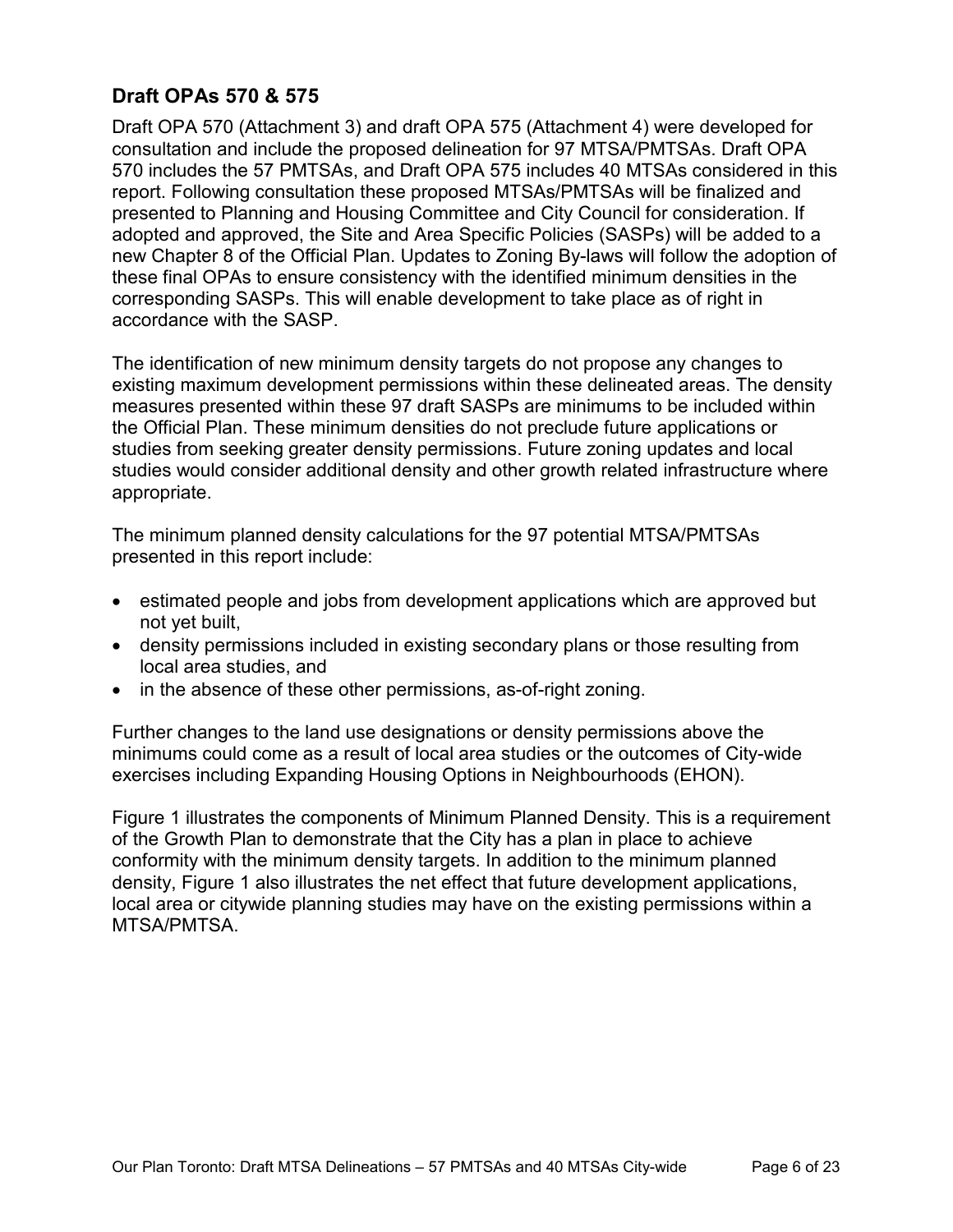## Draft OPAs 570 & 575

Draft OPA 570 (Attachment 3) and draft OPA 575 (Attachment 4) were developed for consultation and include the proposed delineation for 97 MTSA/PMTSAs. Draft OPA 570 includes the 57 PMTSAs, and Draft OPA 575 includes 40 MTSAs considered in this report. Following consultation these proposed MTSAs/PMTSAs will be finalized and presented to Planning and Housing Committee and City Council for consideration. If adopted and approved, the Site and Area Specific Policies (SASPs) will be added to a new Chapter 8 of the Official Plan. Updates to Zoning By-laws will follow the adoption of these final OPAs to ensure consistency with the identified minimum densities in the corresponding SASPs. This will enable development to take place as of right in accordance with the SASP.

The identification of new minimum density targets do not propose any changes to existing maximum development permissions within these delineated areas. The density measures presented within these 97 draft SASPs are minimums to be included within the Official Plan. These minimum densities do not preclude future applications or studies from seeking greater density permissions. Future zoning updates and local studies would consider additional density and other growth related infrastructure where appropriate.

The minimum planned density calculations for the 97 potential MTSA/PMTSAs presented in this report include:

- estimated people and jobs from development applications which are approved but not yet built,
- density permissions included in existing secondary plans or those resulting from local area studies, and
- in the absence of these other permissions, as-of-right zoning.

Further changes to the land use designations or density permissions above the minimums could come as a result of local area studies or the outcomes of City-wide exercises including Expanding Housing Options in Neighbourhoods (EHON).

Figure 1 illustrates the components of Minimum Planned Density. This is a requirement of the Growth Plan to demonstrate that the City has a plan in place to achieve conformity with the minimum density targets. In addition to the minimum planned density, Figure 1 also illustrates the net effect that future development applications, local area or citywide planning studies may have on the existing permissions within a MTSA/PMTSA.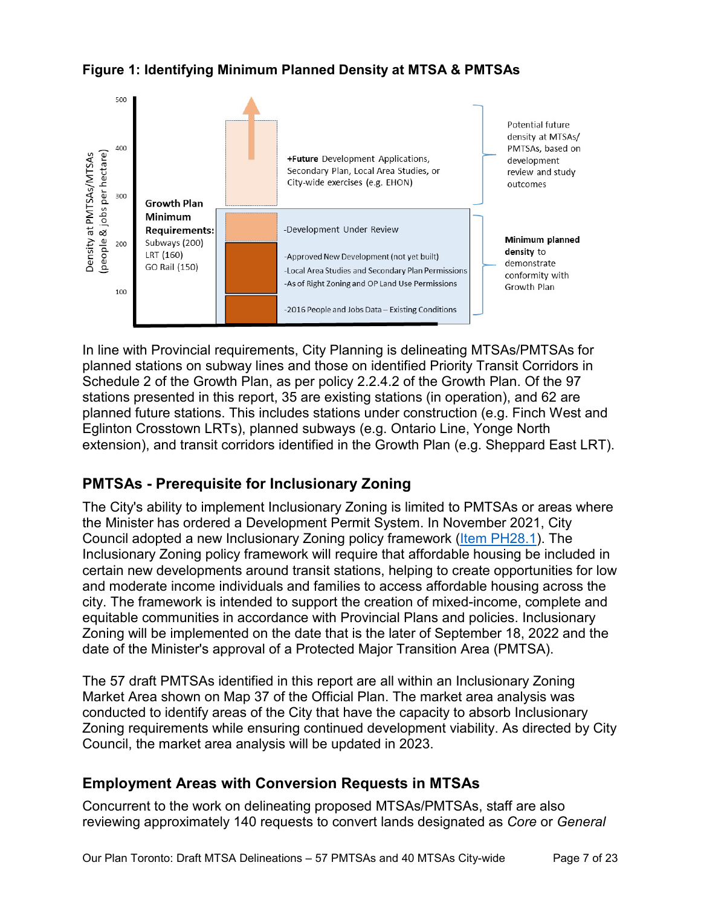**Figure 1: Identifying Minimum Planned Density at MTSA & PMTSAs**

Density at PMTSAs/MTSAs (people & jobs per hectare)

**Growth Plan Minimum Requirements:**
Subways (200)
LRT (160)
GO Rail (150)

**+Future** Development Applications, Secondary Plan, Local Area Studies, or City-wide exercises (e.g. EHON)

-Development Under Review

-Approved New Development (not yet built)

-Local Area Studies and Secondary Plan Permissions

-As of Right Zoning and OP Land Use Permissions

-2016 People and Jobs Data – Existing Conditions

Potential future density at MTSAs/ PMTSAs, based on development review and study outcomes

**Minimum planned density** to demonstrate conformity with Growth Plan

In line with Provincial requirements, City Planning is delineating MTSAs/PMTSAs for planned stations on subway lines and those on identified Priority Transit Corridors in Schedule 2 of the Growth Plan, as per policy 2.2.4.2 of the Growth Plan. Of the 97 stations presented in this report, 35 are existing stations (in operation), and 62 are planned future stations. This includes stations under construction (e.g. Finch West and Eglinton Crosstown LRTs), planned subways (e.g. Ontario Line, Yonge North extension), and transit corridors identified in the Growth Plan (e.g. Sheppard East LRT).

## PMTSAs - Prerequisite for Inclusionary Zoning

The City's ability to implement Inclusionary Zoning is limited to PMTSAs or areas where the Minister has ordered a Development Permit System. In November 2021, City Council adopted a new Inclusionary Zoning policy framework (Item PH28.1). The Inclusionary Zoning policy framework will require that affordable housing be included in certain new developments around transit stations, helping to create opportunities for low and moderate income individuals and families to access affordable housing across the city. The framework is intended to support the creation of mixed-income, complete and equitable communities in accordance with Provincial Plans and policies. Inclusionary Zoning will be implemented on the date that is the later of September 18, 2022 and the date of the Minister's approval of a Protected Major Transition Area (PMTSA).

The 57 draft PMTSAs identified in this report are all within an Inclusionary Zoning Market Area shown on Map 37 of the Official Plan. The market area analysis was conducted to identify areas of the City that have the capacity to absorb Inclusionary Zoning requirements while ensuring continued development viability. As directed by City Council, the market area analysis will be updated in 2023.

## Employment Areas with Conversion Requests in MTSAs

Concurrent to the work on delineating proposed MTSAs/PMTSAs, staff are also reviewing approximately 140 requests to convert lands designated as *Core* or *General*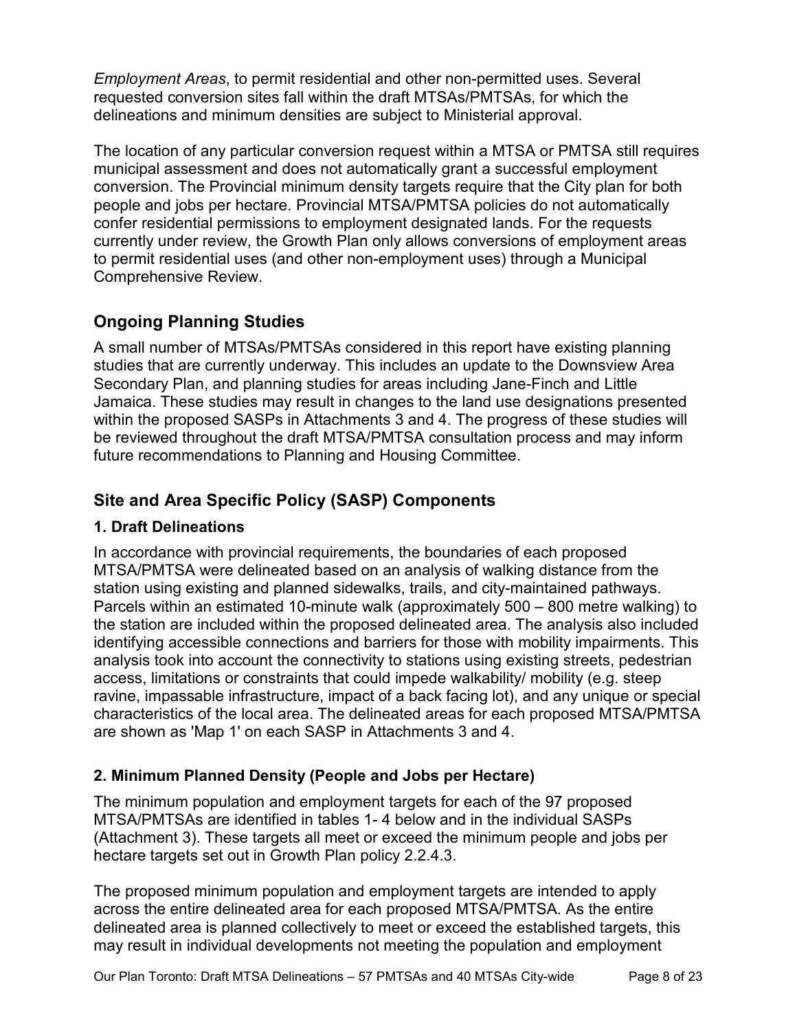*Employment Areas*, to permit residential and other non-permitted uses. Several requested conversion sites fall within the draft MTSAs/PMTSAs, for which the delineations and minimum densities are subject to Ministerial approval.

The location of any particular conversion request within a MTSA or PMTSA still requires municipal assessment and does not automatically grant a successful employment conversion. The Provincial minimum density targets require that the City plan for both people and jobs per hectare. Provincial MTSA/PMTSA policies do not automatically confer residential permissions to employment designated lands. For the requests currently under review, the Growth Plan only allows conversions of employment areas to permit residential uses (and other non-employment uses) through a Municipal Comprehensive Review.

## Ongoing Planning Studies

A small number of MTSAs/PMTSAs considered in this report have existing planning studies that are currently underway. This includes an update to the Downsview Area Secondary Plan, and planning studies for areas including Jane-Finch and Little Jamaica. These studies may result in changes to the land use designations presented within the proposed SASPs in Attachments 3 and 4. The progress of these studies will be reviewed throughout the draft MTSA/PMTSA consultation process and may inform future recommendations to Planning and Housing Committee.

## Site and Area Specific Policy (SASP) Components

### 1. Draft Delineations

In accordance with provincial requirements, the boundaries of each proposed MTSA/PMTSA were delineated based on an analysis of walking distance from the station using existing and planned sidewalks, trails, and city-maintained pathways. Parcels within an estimated 10-minute walk (approximately 500 – 800 metre walking) to the station are included within the proposed delineated area. The analysis also included identifying accessible connections and barriers for those with mobility impairments. This analysis took into account the connectivity to stations using existing streets, pedestrian access, limitations or constraints that could impede walkability/ mobility (e.g. steep ravine, impassable infrastructure, impact of a back facing lot), and any unique or special characteristics of the local area. The delineated areas for each proposed MTSA/PMTSA are shown as 'Map 1' on each SASP in Attachments 3 and 4.

### 2. Minimum Planned Density (People and Jobs per Hectare)

The minimum population and employment targets for each of the 97 proposed MTSA/PMTSAs are identified in tables 1- 4 below and in the individual SASPs (Attachment 3). These targets all meet or exceed the minimum people and jobs per hectare targets set out in Growth Plan policy 2.2.4.3.

The proposed minimum population and employment targets are intended to apply across the entire delineated area for each proposed MTSA/PMTSA. As the entire delineated area is planned collectively to meet or exceed the established targets, this may result in individual developments not meeting the population and employment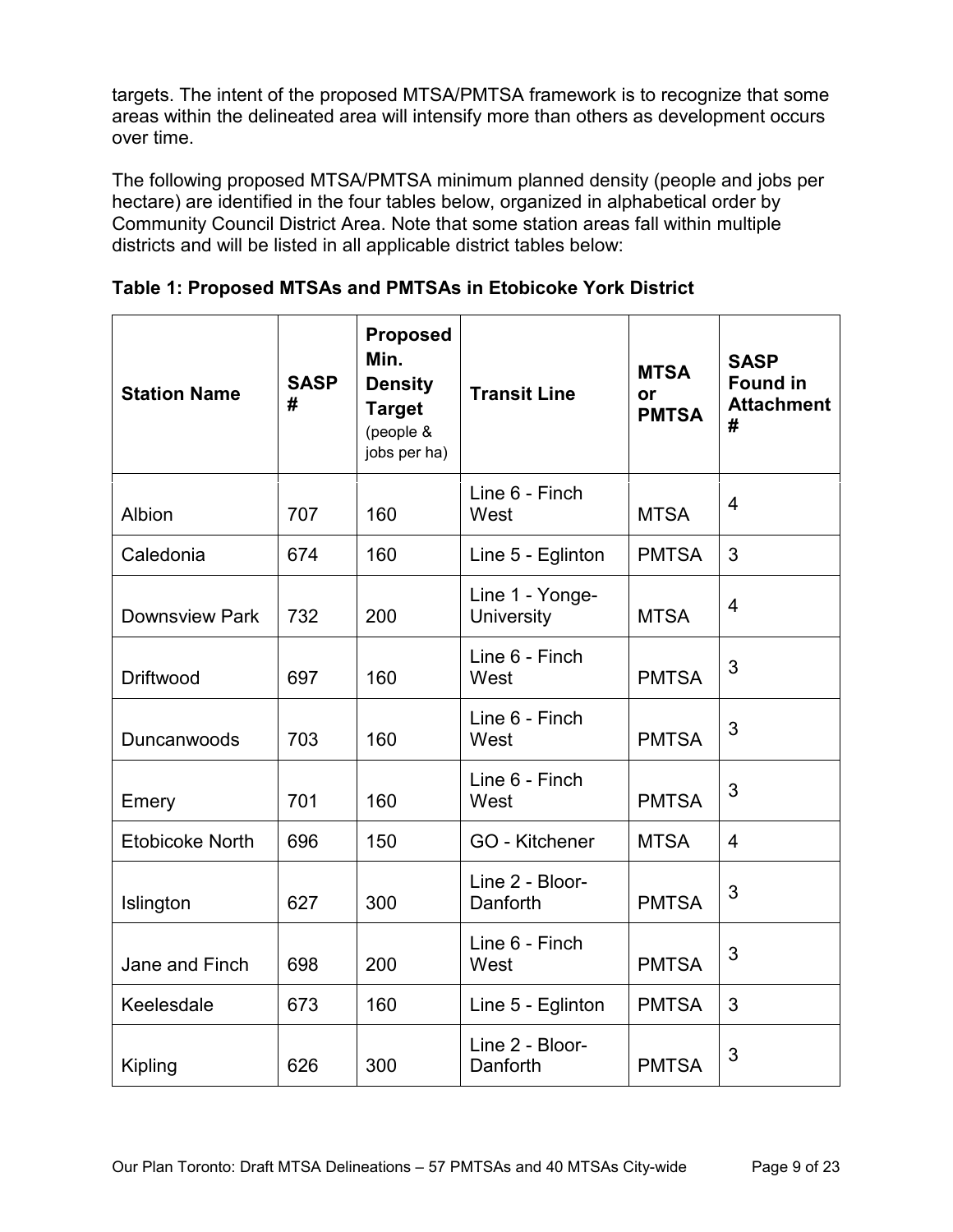targets. The intent of the proposed MTSA/PMTSA framework is to recognize that some areas within the delineated area will intensify more than others as development occurs over time.

The following proposed MTSA/PMTSA minimum planned density (people and jobs per hectare) are identified in the four tables below, organized in alphabetical order by Community Council District Area. Note that some station areas fall within multiple districts and will be listed in all applicable district tables below:

**Table 1: Proposed MTSAs and PMTSAs in Etobicoke York District**

| Station Name | SASP # | Proposed Min. Density Target (people & jobs per ha) | Transit Line | MTSA or PMTSA | SASP Found in Attachment # |
|---|---|---|---|---|---|
| Albion | 707 | 160 | Line 6 - Finch West | MTSA | 4 |
| Caledonia | 674 | 160 | Line 5 - Eglinton | PMTSA | 3 |
| Downsview Park | 732 | 200 | Line 1 - Yonge-University | MTSA | 4 |
| Driftwood | 697 | 160 | Line 6 - Finch West | PMTSA | 3 |
| Duncanwoods | 703 | 160 | Line 6 - Finch West | PMTSA | 3 |
| Emery | 701 | 160 | Line 6 - Finch West | PMTSA | 3 |
| Etobicoke North | 696 | 150 | GO - Kitchener | MTSA | 4 |
| Islington | 627 | 300 | Line 2 - Bloor-Danforth | PMTSA | 3 |
| Jane and Finch | 698 | 200 | Line 6 - Finch West | PMTSA | 3 |
| Keelesdale | 673 | 160 | Line 5 - Eglinton | PMTSA | 3 |
| Kipling | 626 | 300 | Line 2 - Bloor-Danforth | PMTSA | 3 |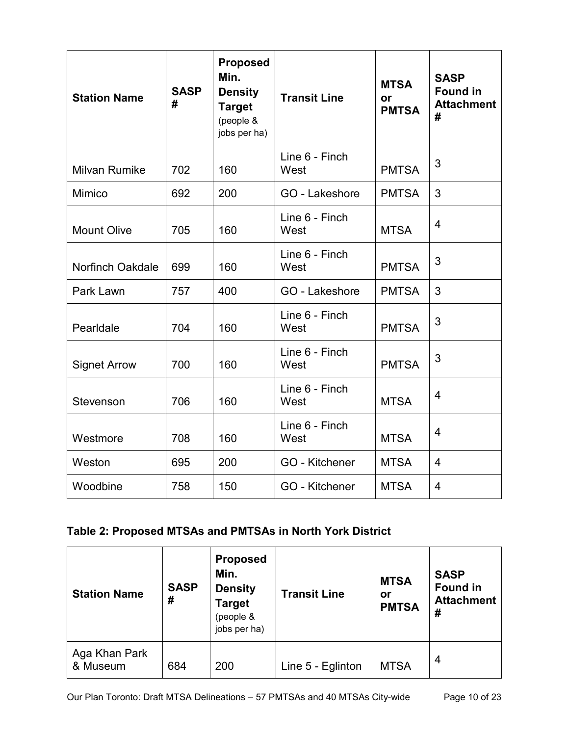| Station Name | SASP # | Proposed Min. Density Target (people & jobs per ha) | Transit Line | MTSA or PMTSA | SASP Found in Attachment # |
|---|---|---|---|---|---|
| Milvan Rumike | 702 | 160 | Line 6 - Finch West | PMTSA | 3 |
| Mimico | 692 | 200 | GO - Lakeshore | PMTSA | 3 |
| Mount Olive | 705 | 160 | Line 6 - Finch West | MTSA | 4 |
| Norfinch Oakdale | 699 | 160 | Line 6 - Finch West | PMTSA | 3 |
| Park Lawn | 757 | 400 | GO - Lakeshore | PMTSA | 3 |
| Pearldale | 704 | 160 | Line 6 - Finch West | PMTSA | 3 |
| Signet Arrow | 700 | 160 | Line 6 - Finch West | PMTSA | 3 |
| Stevenson | 706 | 160 | Line 6 - Finch West | MTSA | 4 |
| Westmore | 708 | 160 | Line 6 - Finch West | MTSA | 4 |
| Weston | 695 | 200 | GO - Kitchener | MTSA | 4 |
| Woodbine | 758 | 150 | GO - Kitchener | MTSA | 4 |

**Table 2: Proposed MTSAs and PMTSAs in North York District**

| Station Name | SASP # | Proposed Min. Density Target (people & jobs per ha) | Transit Line | MTSA or PMTSA | SASP Found in Attachment # |
|---|---|---|---|---|---|
| Aga Khan Park & Museum | 684 | 200 | Line 5 - Eglinton | MTSA | 4 |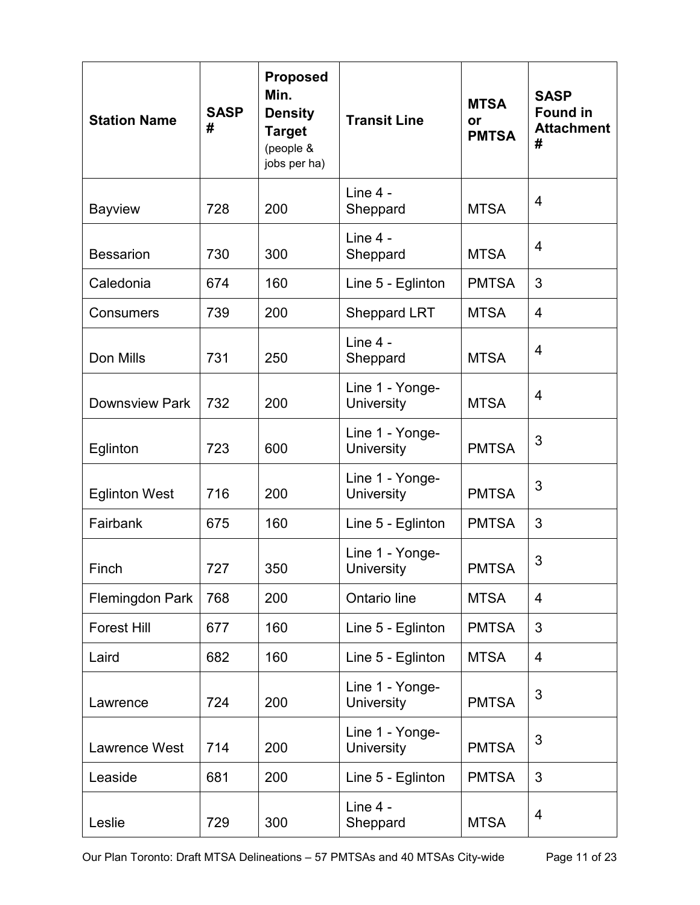| Station Name | SASP # | Proposed Min. Density Target (people & jobs per ha) | Transit Line | MTSA or PMTSA | SASP Found in Attachment # |
|---|---|---|---|---|---|
| Bayview | 728 | 200 | Line 4 - Sheppard | MTSA | 4 |
| Bessarion | 730 | 300 | Line 4 - Sheppard | MTSA | 4 |
| Caledonia | 674 | 160 | Line 5 - Eglinton | PMTSA | 3 |
| Consumers | 739 | 200 | Sheppard LRT | MTSA | 4 |
| Don Mills | 731 | 250 | Line 4 - Sheppard | MTSA | 4 |
| Downsview Park | 732 | 200 | Line 1 - Yonge-University | MTSA | 4 |
| Eglinton | 723 | 600 | Line 1 - Yonge-University | PMTSA | 3 |
| Eglinton West | 716 | 200 | Line 1 - Yonge-University | PMTSA | 3 |
| Fairbank | 675 | 160 | Line 5 - Eglinton | PMTSA | 3 |
| Finch | 727 | 350 | Line 1 - Yonge-University | PMTSA | 3 |
| Flemingdon Park | 768 | 200 | Ontario line | MTSA | 4 |
| Forest Hill | 677 | 160 | Line 5 - Eglinton | PMTSA | 3 |
| Laird | 682 | 160 | Line 5 - Eglinton | MTSA | 4 |
| Lawrence | 724 | 200 | Line 1 - Yonge-University | PMTSA | 3 |
| Lawrence West | 714 | 200 | Line 1 - Yonge-University | PMTSA | 3 |
| Leaside | 681 | 200 | Line 5 - Eglinton | PMTSA | 3 |
| Leslie | 729 | 300 | Line 4 - Sheppard | MTSA | 4 |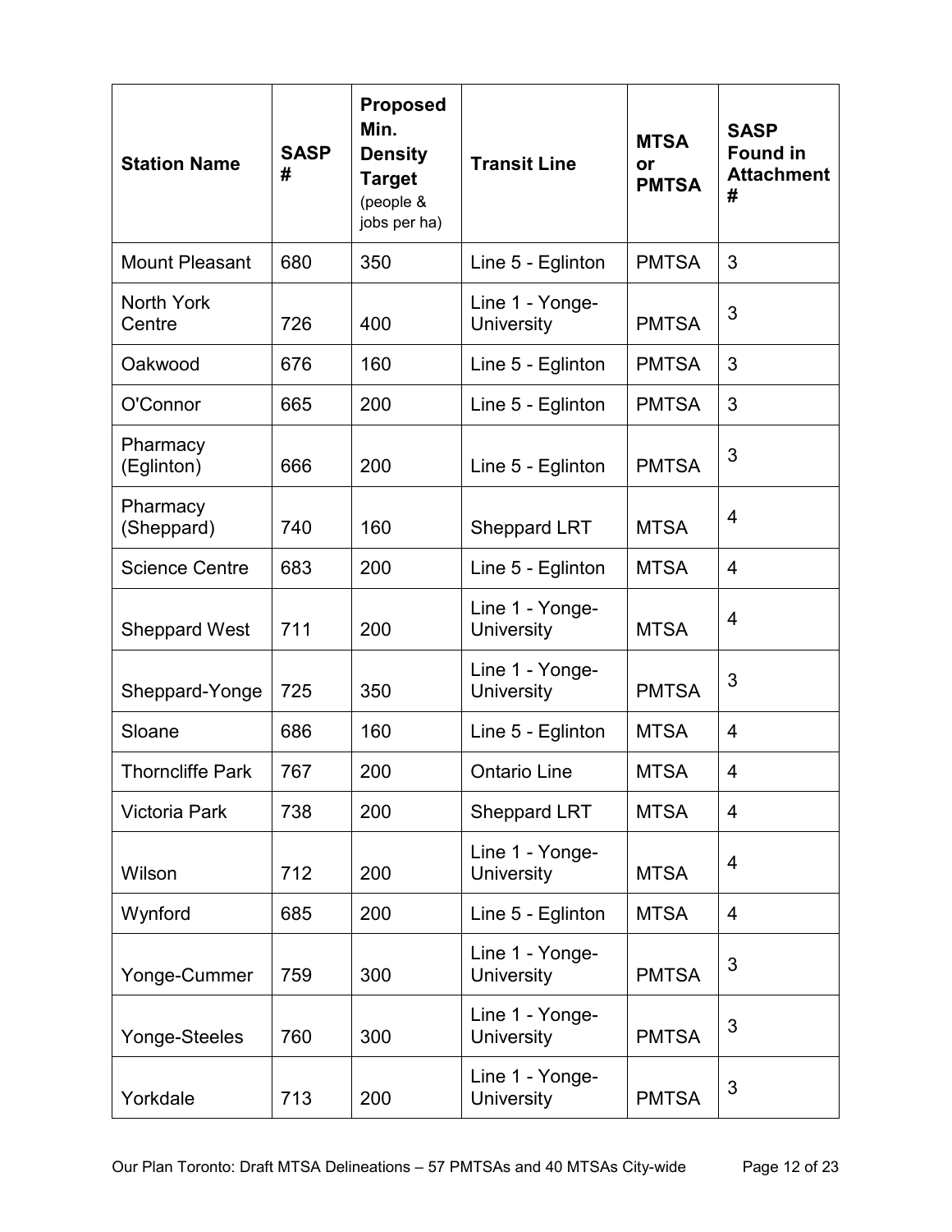| Station Name | SASP # | Proposed Min. Density Target (people & jobs per ha) | Transit Line | MTSA or PMTSA | SASP Found in Attachment # |
|---|---|---|---|---|---|
| Mount Pleasant | 680 | 350 | Line 5 - Eglinton | PMTSA | 3 |
| North York Centre | 726 | 400 | Line 1 - Yonge-University | PMTSA | 3 |
| Oakwood | 676 | 160 | Line 5 - Eglinton | PMTSA | 3 |
| O'Connor | 665 | 200 | Line 5 - Eglinton | PMTSA | 3 |
| Pharmacy (Eglinton) | 666 | 200 | Line 5 - Eglinton | PMTSA | 3 |
| Pharmacy (Sheppard) | 740 | 160 | Sheppard LRT | MTSA | 4 |
| Science Centre | 683 | 200 | Line 5 - Eglinton | MTSA | 4 |
| Sheppard West | 711 | 200 | Line 1 - Yonge-University | MTSA | 4 |
| Sheppard-Yonge | 725 | 350 | Line 1 - Yonge-University | PMTSA | 3 |
| Sloane | 686 | 160 | Line 5 - Eglinton | MTSA | 4 |
| Thorncliffe Park | 767 | 200 | Ontario Line | MTSA | 4 |
| Victoria Park | 738 | 200 | Sheppard LRT | MTSA | 4 |
| Wilson | 712 | 200 | Line 1 - Yonge-University | MTSA | 4 |
| Wynford | 685 | 200 | Line 5 - Eglinton | MTSA | 4 |
| Yonge-Cummer | 759 | 300 | Line 1 - Yonge-University | PMTSA | 3 |
| Yonge-Steeles | 760 | 300 | Line 1 - Yonge-University | PMTSA | 3 |
| Yorkdale | 713 | 200 | Line 1 - Yonge-University | PMTSA | 3 |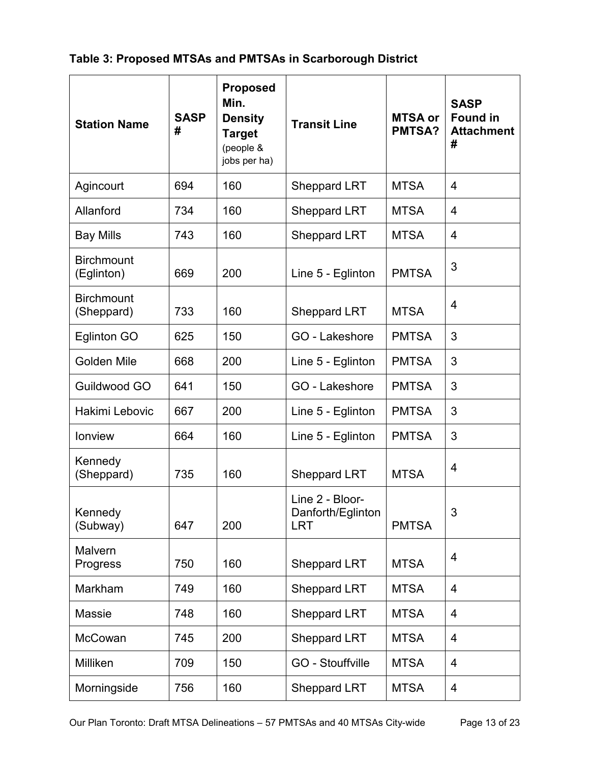**Table 3: Proposed MTSAs and PMTSAs in Scarborough District**

| Station Name | SASP # | Proposed Min. Density Target (people & jobs per ha) | Transit Line | MTSA or PMTSA? | SASP Found in Attachment # |
|---|---|---|---|---|---|
| Agincourt | 694 | 160 | Sheppard LRT | MTSA | 4 |
| Allanford | 734 | 160 | Sheppard LRT | MTSA | 4 |
| Bay Mills | 743 | 160 | Sheppard LRT | MTSA | 4 |
| Birchmount (Eglinton) | 669 | 200 | Line 5 - Eglinton | PMTSA | 3 |
| Birchmount (Sheppard) | 733 | 160 | Sheppard LRT | MTSA | 4 |
| Eglinton GO | 625 | 150 | GO - Lakeshore | PMTSA | 3 |
| Golden Mile | 668 | 200 | Line 5 - Eglinton | PMTSA | 3 |
| Guildwood GO | 641 | 150 | GO - Lakeshore | PMTSA | 3 |
| Hakimi Lebovic | 667 | 200 | Line 5 - Eglinton | PMTSA | 3 |
| Ionview | 664 | 160 | Line 5 - Eglinton | PMTSA | 3 |
| Kennedy (Sheppard) | 735 | 160 | Sheppard LRT | MTSA | 4 |
| Kennedy (Subway) | 647 | 200 | Line 2 - Bloor-Danforth/Eglinton LRT | PMTSA | 3 |
| Malvern Progress | 750 | 160 | Sheppard LRT | MTSA | 4 |
| Markham | 749 | 160 | Sheppard LRT | MTSA | 4 |
| Massie | 748 | 160 | Sheppard LRT | MTSA | 4 |
| McCowan | 745 | 200 | Sheppard LRT | MTSA | 4 |
| Milliken | 709 | 150 | GO - Stouffville | MTSA | 4 |
| Morningside | 756 | 160 | Sheppard LRT | MTSA | 4 |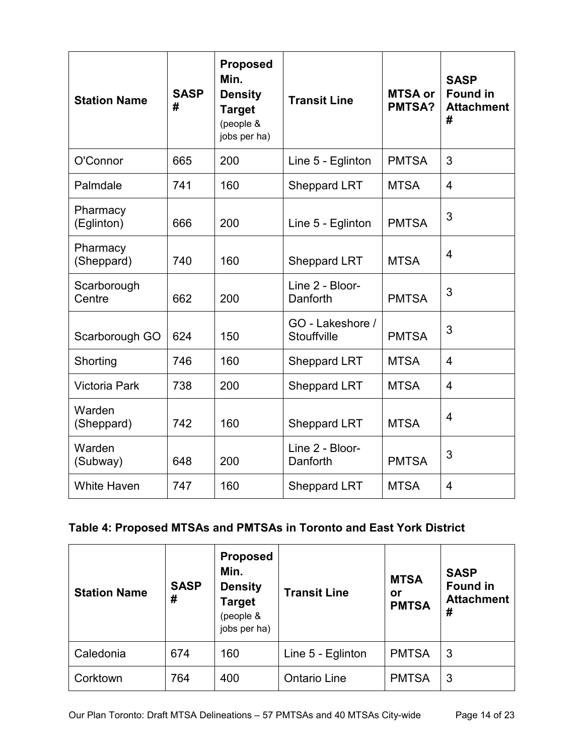| Station Name | SASP # | Proposed Min. Density Target (people & jobs per ha) | Transit Line | MTSA or PMTSA? | SASP Found in Attachment # |
|---|---|---|---|---|---|
| O'Connor | 665 | 200 | Line 5 - Eglinton | PMTSA | 3 |
| Palmdale | 741 | 160 | Sheppard LRT | MTSA | 4 |
| Pharmacy (Eglinton) | 666 | 200 | Line 5 - Eglinton | PMTSA | 3 |
| Pharmacy (Sheppard) | 740 | 160 | Sheppard LRT | MTSA | 4 |
| Scarborough Centre | 662 | 200 | Line 2 - Bloor-Danforth | PMTSA | 3 |
| Scarborough GO | 624 | 150 | GO - Lakeshore / Stouffville | PMTSA | 3 |
| Shorting | 746 | 160 | Sheppard LRT | MTSA | 4 |
| Victoria Park | 738 | 200 | Sheppard LRT | MTSA | 4 |
| Warden (Sheppard) | 742 | 160 | Sheppard LRT | MTSA | 4 |
| Warden (Subway) | 648 | 200 | Line 2 - Bloor-Danforth | PMTSA | 3 |
| White Haven | 747 | 160 | Sheppard LRT | MTSA | 4 |

**Table 4: Proposed MTSAs and PMTSAs in Toronto and East York District**

| Station Name | SASP # | Proposed Min. Density Target (people & jobs per ha) | Transit Line | MTSA or PMTSA | SASP Found in Attachment # |
|---|---|---|---|---|---|
| Caledonia | 674 | 160 | Line 5 - Eglinton | PMTSA | 3 |
| Corktown | 764 | 400 | Ontario Line | PMTSA | 3 |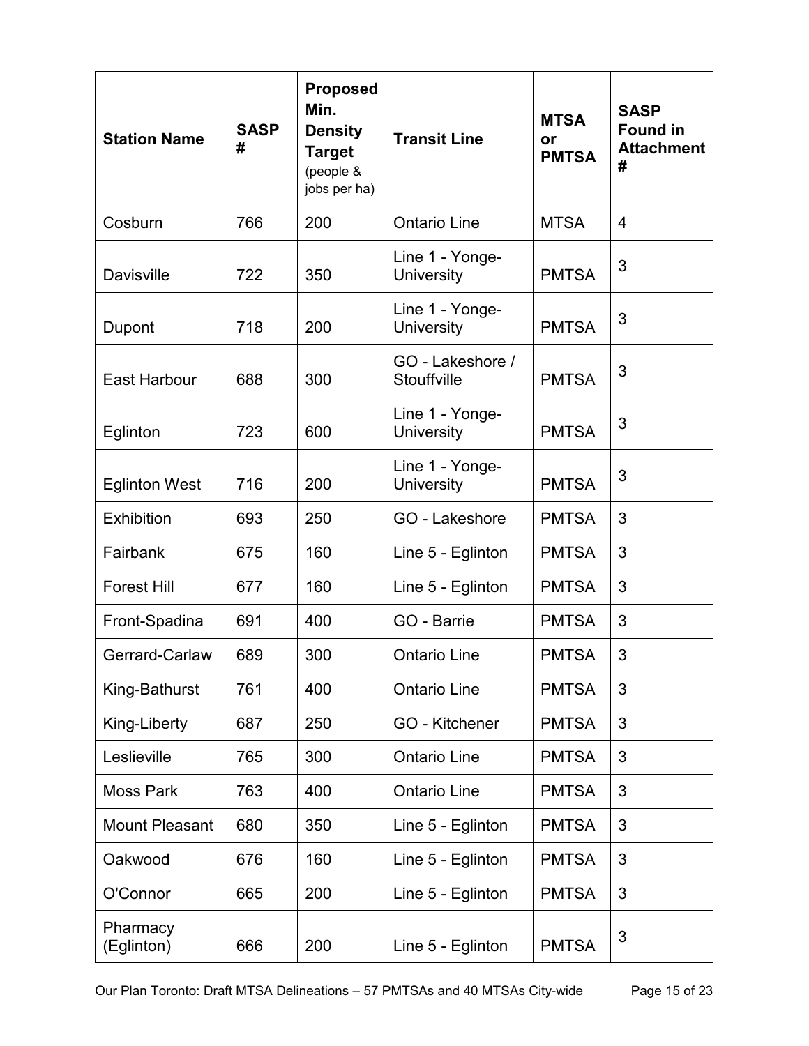| Station Name | SASP # | Proposed Min. Density Target (people & jobs per ha) | Transit Line | MTSA or PMTSA | SASP Found in Attachment # |
|---|---|---|---|---|---|
| Cosburn | 766 | 200 | Ontario Line | MTSA | 4 |
| Davisville | 722 | 350 | Line 1 - Yonge-University | PMTSA | 3 |
| Dupont | 718 | 200 | Line 1 - Yonge-University | PMTSA | 3 |
| East Harbour | 688 | 300 | GO - Lakeshore / Stouffville | PMTSA | 3 |
| Eglinton | 723 | 600 | Line 1 - Yonge-University | PMTSA | 3 |
| Eglinton West | 716 | 200 | Line 1 - Yonge-University | PMTSA | 3 |
| Exhibition | 693 | 250 | GO - Lakeshore | PMTSA | 3 |
| Fairbank | 675 | 160 | Line 5 - Eglinton | PMTSA | 3 |
| Forest Hill | 677 | 160 | Line 5 - Eglinton | PMTSA | 3 |
| Front-Spadina | 691 | 400 | GO - Barrie | PMTSA | 3 |
| Gerrard-Carlaw | 689 | 300 | Ontario Line | PMTSA | 3 |
| King-Bathurst | 761 | 400 | Ontario Line | PMTSA | 3 |
| King-Liberty | 687 | 250 | GO - Kitchener | PMTSA | 3 |
| Leslieville | 765 | 300 | Ontario Line | PMTSA | 3 |
| Moss Park | 763 | 400 | Ontario Line | PMTSA | 3 |
| Mount Pleasant | 680 | 350 | Line 5 - Eglinton | PMTSA | 3 |
| Oakwood | 676 | 160 | Line 5 - Eglinton | PMTSA | 3 |
| O'Connor | 665 | 200 | Line 5 - Eglinton | PMTSA | 3 |
| Pharmacy (Eglinton) | 666 | 200 | Line 5 - Eglinton | PMTSA | 3 |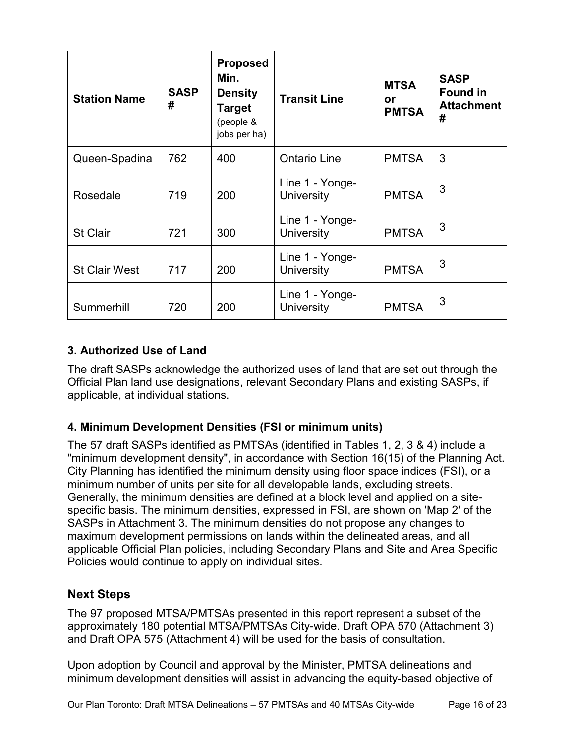| Station Name | SASP # | Proposed Min. Density Target (people & jobs per ha) | Transit Line | MTSA or PMTSA | SASP Found in Attachment # |
|---|---|---|---|---|---|
| Queen-Spadina | 762 | 400 | Ontario Line | PMTSA | 3 |
| Rosedale | 719 | 200 | Line 1 - Yonge-University | PMTSA | 3 |
| St Clair | 721 | 300 | Line 1 - Yonge-University | PMTSA | 3 |
| St Clair West | 717 | 200 | Line 1 - Yonge-University | PMTSA | 3 |
| Summerhill | 720 | 200 | Line 1 - Yonge-University | PMTSA | 3 |

### 3. Authorized Use of Land

The draft SASPs acknowledge the authorized uses of land that are set out through the Official Plan land use designations, relevant Secondary Plans and existing SASPs, if applicable, at individual stations.

### 4. Minimum Development Densities (FSI or minimum units)

The 57 draft SASPs identified as PMTSAs (identified in Tables 1, 2, 3 & 4) include a "minimum development density", in accordance with Section 16(15) of the Planning Act. City Planning has identified the minimum density using floor space indices (FSI), or a minimum number of units per site for all developable lands, excluding streets. Generally, the minimum densities are defined at a block level and applied on a site-specific basis. The minimum densities, expressed in FSI, are shown on 'Map 2' of the SASPs in Attachment 3. The minimum densities do not propose any changes to maximum development permissions on lands within the delineated areas, and all applicable Official Plan policies, including Secondary Plans and Site and Area Specific Policies would continue to apply on individual sites.

## Next Steps

The 97 proposed MTSA/PMTSAs presented in this report represent a subset of the approximately 180 potential MTSA/PMTSAs City-wide. Draft OPA 570 (Attachment 3) and Draft OPA 575 (Attachment 4) will be used for the basis of consultation.

Upon adoption by Council and approval by the Minister, PMTSA delineations and minimum development densities will assist in advancing the equity-based objective of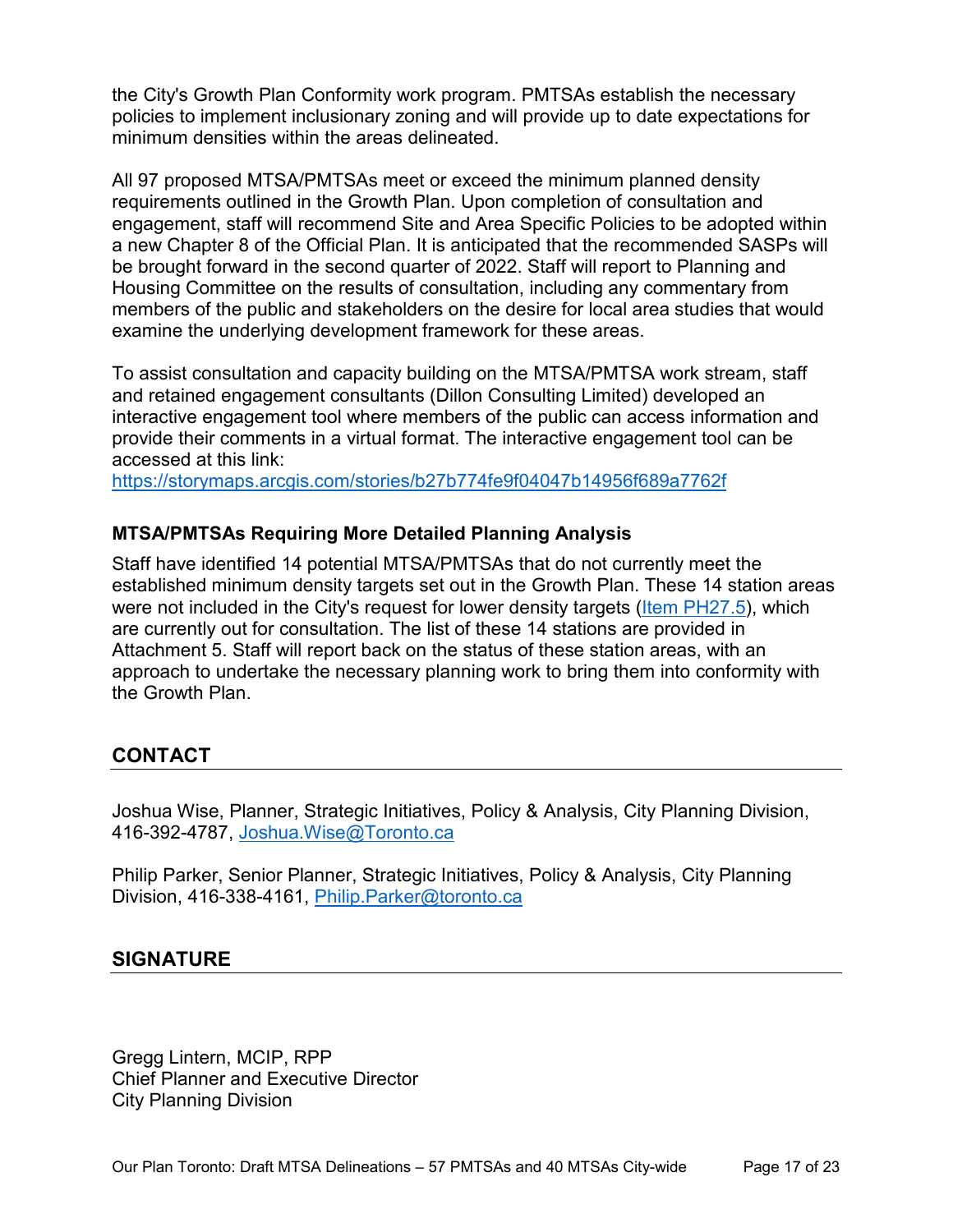the City's Growth Plan Conformity work program. PMTSAs establish the necessary policies to implement inclusionary zoning and will provide up to date expectations for minimum densities within the areas delineated.

All 97 proposed MTSA/PMTSAs meet or exceed the minimum planned density requirements outlined in the Growth Plan. Upon completion of consultation and engagement, staff will recommend Site and Area Specific Policies to be adopted within a new Chapter 8 of the Official Plan. It is anticipated that the recommended SASPs will be brought forward in the second quarter of 2022. Staff will report to Planning and Housing Committee on the results of consultation, including any commentary from members of the public and stakeholders on the desire for local area studies that would examine the underlying development framework for these areas.

To assist consultation and capacity building on the MTSA/PMTSA work stream, staff and retained engagement consultants (Dillon Consulting Limited) developed an interactive engagement tool where members of the public can access information and provide their comments in a virtual format. The interactive engagement tool can be accessed at this link:
[https://storymaps.arcgis.com/stories/b27b774fe9f04047b14956f689a7762f](https://storymaps.arcgis.com/stories/b27b774fe9f04047b14956f689a7762f)

### MTSA/PMTSAs Requiring More Detailed Planning Analysis

Staff have identified 14 potential MTSA/PMTSAs that do not currently meet the established minimum density targets set out in the Growth Plan. These 14 station areas were not included in the City's request for lower density targets (Item PH27.5), which are currently out for consultation. The list of these 14 stations are provided in Attachment 5. Staff will report back on the status of these station areas, with an approach to undertake the necessary planning work to bring them into conformity with the Growth Plan.

## CONTACT

Joshua Wise, Planner, Strategic Initiatives, Policy & Analysis, City Planning Division, 416-392-4787, Joshua.Wise@Toronto.ca

Philip Parker, Senior Planner, Strategic Initiatives, Policy & Analysis, City Planning Division, 416-338-4161, Philip.Parker@toronto.ca

## SIGNATURE

Gregg Lintern, MCIP, RPP
Chief Planner and Executive Director
City Planning Division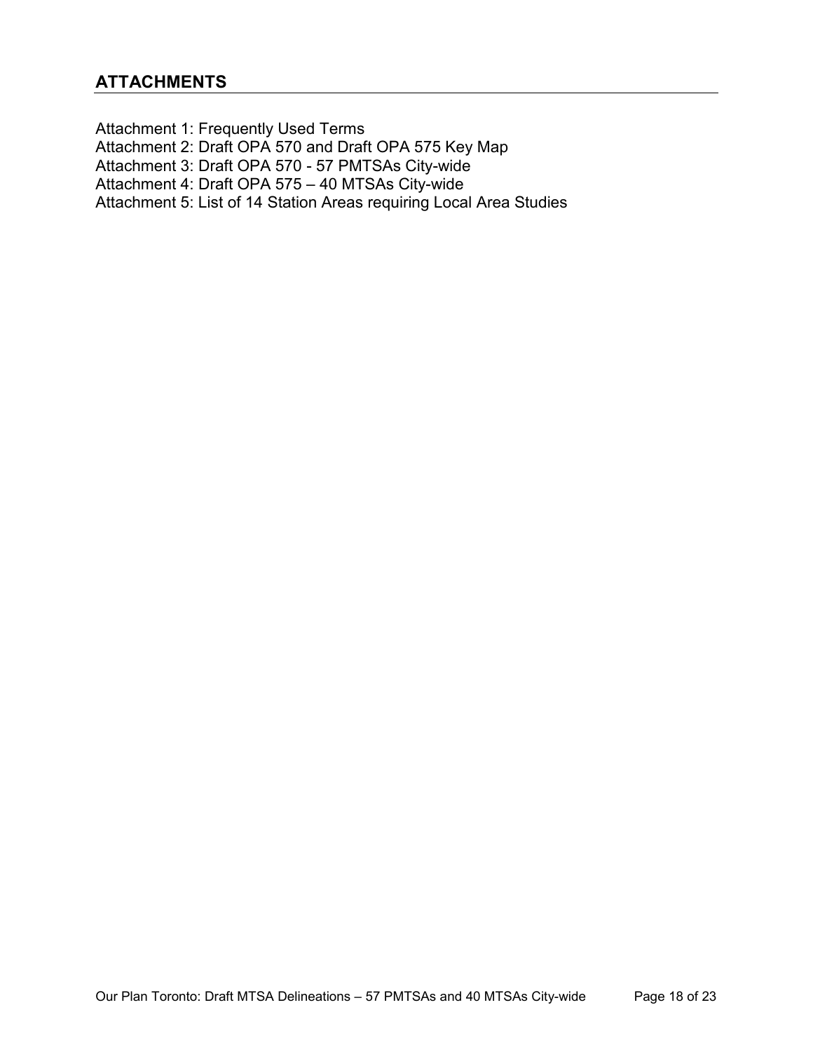## ATTACHMENTS

Attachment 1: Frequently Used Terms
Attachment 2: Draft OPA 570 and Draft OPA 575 Key Map
Attachment 3: Draft OPA 570 - 57 PMTSAs City-wide
Attachment 4: Draft OPA 575 – 40 MTSAs City-wide
Attachment 5: List of 14 Station Areas requiring Local Area Studies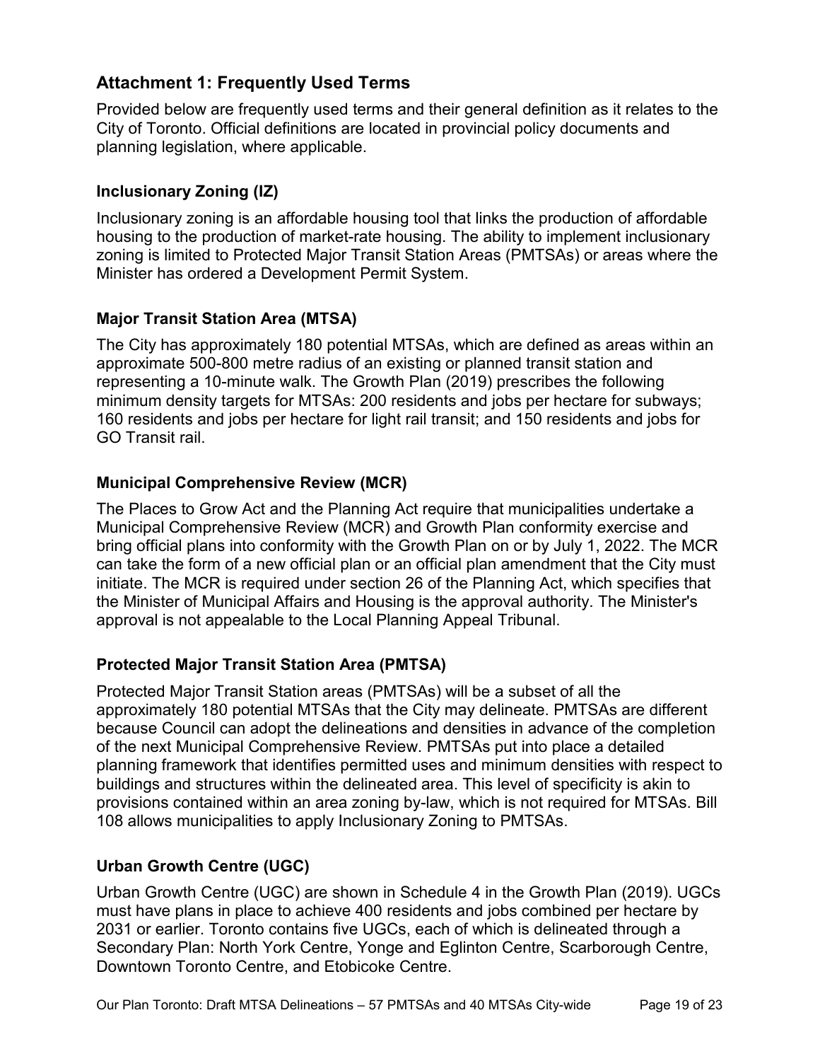## Attachment 1: Frequently Used Terms

Provided below are frequently used terms and their general definition as it relates to the City of Toronto. Official definitions are located in provincial policy documents and planning legislation, where applicable.

### Inclusionary Zoning (IZ)

Inclusionary zoning is an affordable housing tool that links the production of affordable housing to the production of market-rate housing. The ability to implement inclusionary zoning is limited to Protected Major Transit Station Areas (PMTSAs) or areas where the Minister has ordered a Development Permit System.

### Major Transit Station Area (MTSA)

The City has approximately 180 potential MTSAs, which are defined as areas within an approximate 500-800 metre radius of an existing or planned transit station and representing a 10-minute walk. The Growth Plan (2019) prescribes the following minimum density targets for MTSAs: 200 residents and jobs per hectare for subways; 160 residents and jobs per hectare for light rail transit; and 150 residents and jobs for GO Transit rail.

### Municipal Comprehensive Review (MCR)

The Places to Grow Act and the Planning Act require that municipalities undertake a Municipal Comprehensive Review (MCR) and Growth Plan conformity exercise and bring official plans into conformity with the Growth Plan on or by July 1, 2022. The MCR can take the form of a new official plan or an official plan amendment that the City must initiate. The MCR is required under section 26 of the Planning Act, which specifies that the Minister of Municipal Affairs and Housing is the approval authority. The Minister's approval is not appealable to the Local Planning Appeal Tribunal.

### Protected Major Transit Station Area (PMTSA)

Protected Major Transit Station areas (PMTSAs) will be a subset of all the approximately 180 potential MTSAs that the City may delineate. PMTSAs are different because Council can adopt the delineations and densities in advance of the completion of the next Municipal Comprehensive Review. PMTSAs put into place a detailed planning framework that identifies permitted uses and minimum densities with respect to buildings and structures within the delineated area. This level of specificity is akin to provisions contained within an area zoning by-law, which is not required for MTSAs. Bill 108 allows municipalities to apply Inclusionary Zoning to PMTSAs.

### Urban Growth Centre (UGC)

Urban Growth Centre (UGC) are shown in Schedule 4 in the Growth Plan (2019). UGCs must have plans in place to achieve 400 residents and jobs combined per hectare by 2031 or earlier. Toronto contains five UGCs, each of which is delineated through a Secondary Plan: North York Centre, Yonge and Eglinton Centre, Scarborough Centre, Downtown Toronto Centre, and Etobicoke Centre.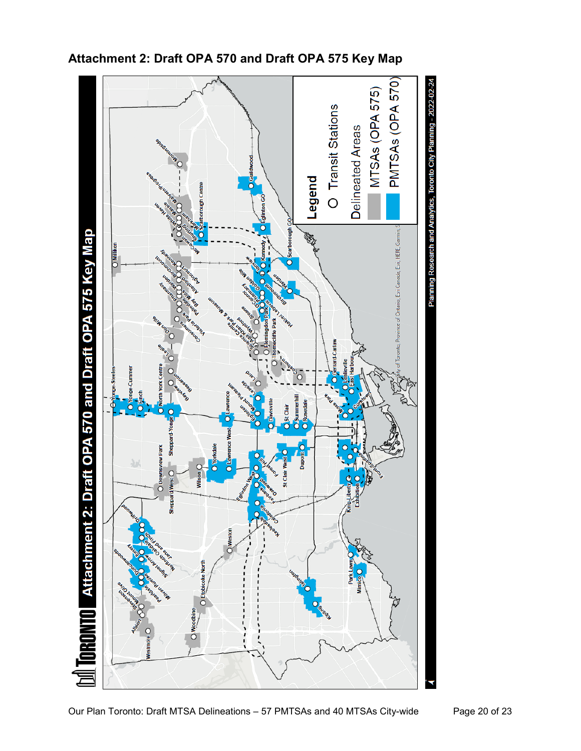# Attachment 2: Draft OPA 570 and Draft OPA 575 Key Map

**TORONTO** Attachment 2: Draft OPA 570 and Draft OPA 575 Key Map

**Legend**

- Transit Stations
- Delineated Areas
  - MTSAs (OPA 575)
  - PMTSAs (OPA 570)

Planning Research and Analytics, Toronto City Planning - 2022-02-24

City of Toronto, Province of Ontario, Esri Canada, Esri, HERE, Garmin, S

Yonge-Steeles, Yonge-Cummer, Finch, North York Centre, Sheppard-Yonge, Bayview, Bessarion, Leslie, Don Mills, Consumers, Victoria Park, Pharmacy, Warden, Birchmount, Kennedy, Agincourt, Allenford, Bay Mills, Palmdale, Milliken, McCowan, Scarborough Centre, Shorting, Markham, Massie, White Haven, Malvern Progress, Morningside, Guildwood, Eglinton GO, Scarborough GO, Kennedy, Ionview, Golden Mile, Birchmount, Warden, O'Connor, Pharmacy, Lebovic, Hakimi Lebovic, Sloane, Bermondsey, Victoria Park, Wynford, Aga Khan Park & Museum, Science Centre, Flemingdon Park, Thorncliffe Park, Cosburn, Laird, Leaside, Mount Pleasant, Eglinton, Davisville, St Clair, Summerhill, Rosedale, Gerrard-Carlaw, Leslieville, East Harbour, Moss Park, Corktown, Lawrence, Lawrence West, Yorkdale, Wilson, Sheppard West, Downsview Park, Dupont, St Clair West, Forest Hill, Eglinton West, Oakwood, Fairbank, Caledonia, Keelesdale, King-Liberty, Exhibition, Front-Spadina, Weston, Driftwood, Finch West, Jane and Finch, Norfinch Oakdale, Emery, Signet Arrow, Duncanwoods, Milvan Rumike, Pearldale, Mount Olive, Stevenson, Albion, Westmore, Woodbine, Etobicoke North, Islington, Kipling, Park Lawn, Mimico

Our Plan Toronto: Draft MTSA Delineations – 57 PMTSAs and 40 MTSAs City-wide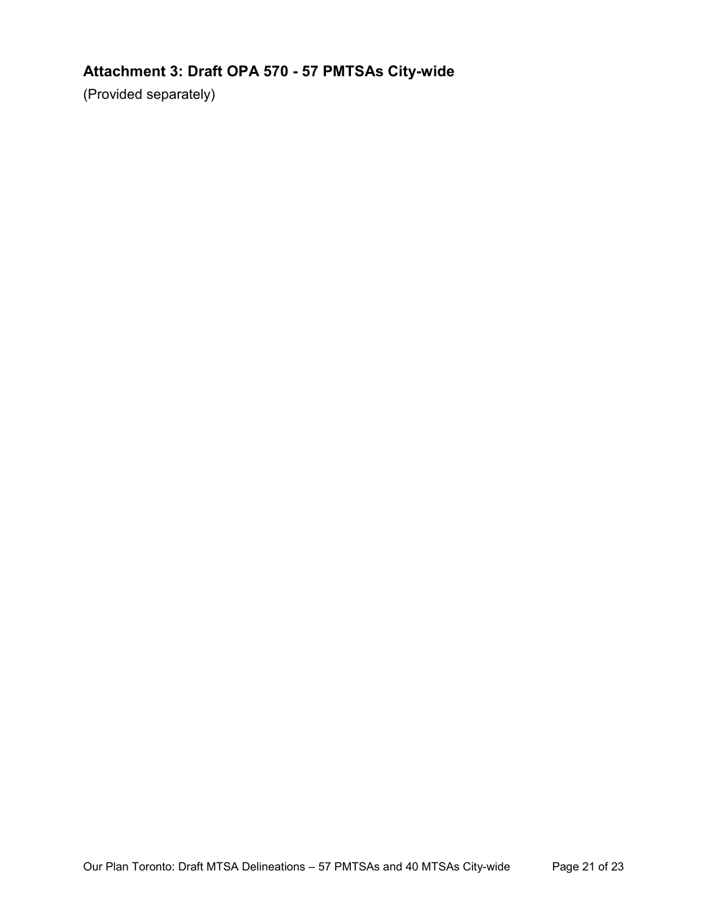## Attachment 3: Draft OPA 570 - 57 PMTSAs City-wide

(Provided separately)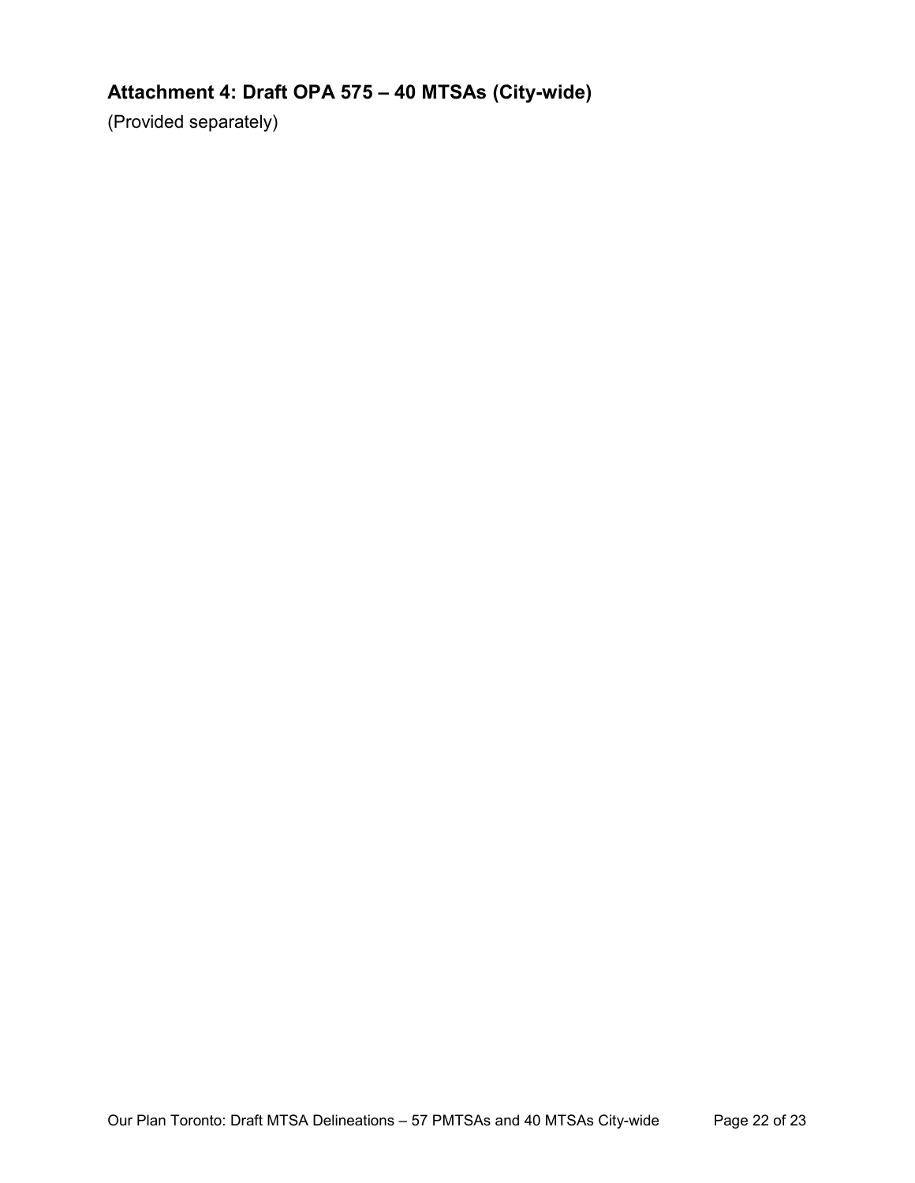## Attachment 4: Draft OPA 575 – 40 MTSAs (City-wide)

(Provided separately)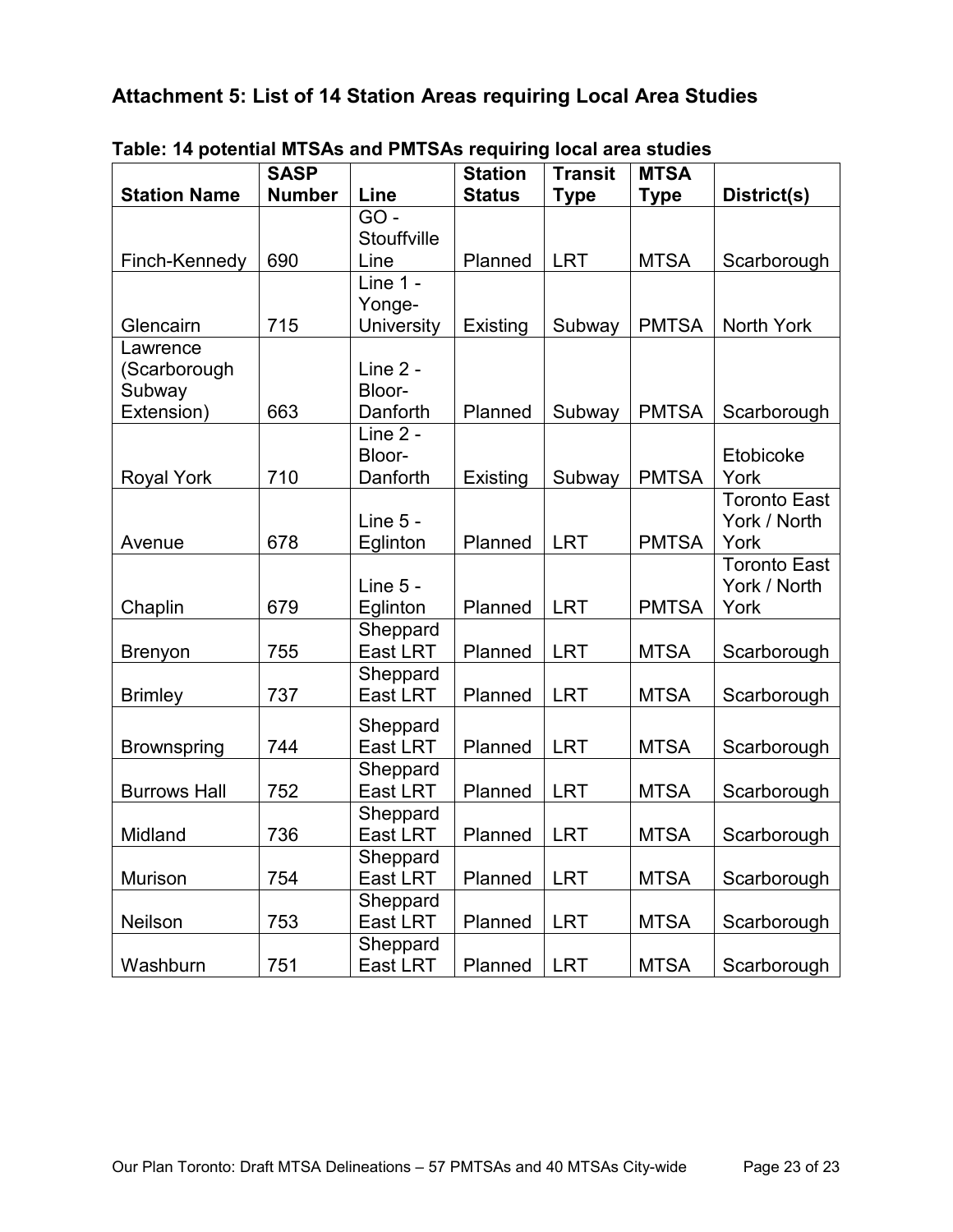## Attachment 5: List of 14 Station Areas requiring Local Area Studies

**Table: 14 potential MTSAs and PMTSAs requiring local area studies**

| Station Name | SASP Number | Line | Station Status | Transit Type | MTSA Type | District(s) |
|---|---|---|---|---|---|---|
| Finch-Kennedy | 690 | GO - Stouffville Line | Planned | LRT | MTSA | Scarborough |
| Glencairn | 715 | Line 1 - Yonge-University | Existing | Subway | PMTSA | North York |
| Lawrence (Scarborough Subway Extension) | 663 | Line 2 - Bloor-Danforth | Planned | Subway | PMTSA | Scarborough |
| Royal York | 710 | Line 2 - Bloor-Danforth | Existing | Subway | PMTSA | Etobicoke York |
| Avenue | 678 | Line 5 - Eglinton | Planned | LRT | PMTSA | Toronto East York / North York |
| Chaplin | 679 | Line 5 - Eglinton | Planned | LRT | PMTSA | Toronto East York / North York |
| Brenyon | 755 | Sheppard East LRT | Planned | LRT | MTSA | Scarborough |
| Brimley | 737 | Sheppard East LRT | Planned | LRT | MTSA | Scarborough |
| Brownspring | 744 | Sheppard East LRT | Planned | LRT | MTSA | Scarborough |
| Burrows Hall | 752 | Sheppard East LRT | Planned | LRT | MTSA | Scarborough |
| Midland | 736 | Sheppard East LRT | Planned | LRT | MTSA | Scarborough |
| Murison | 754 | Sheppard East LRT | Planned | LRT | MTSA | Scarborough |
| Neilson | 753 | Sheppard East LRT | Planned | LRT | MTSA | Scarborough |
| Washburn | 751 | Sheppard East LRT | Planned | LRT | MTSA | Scarborough |